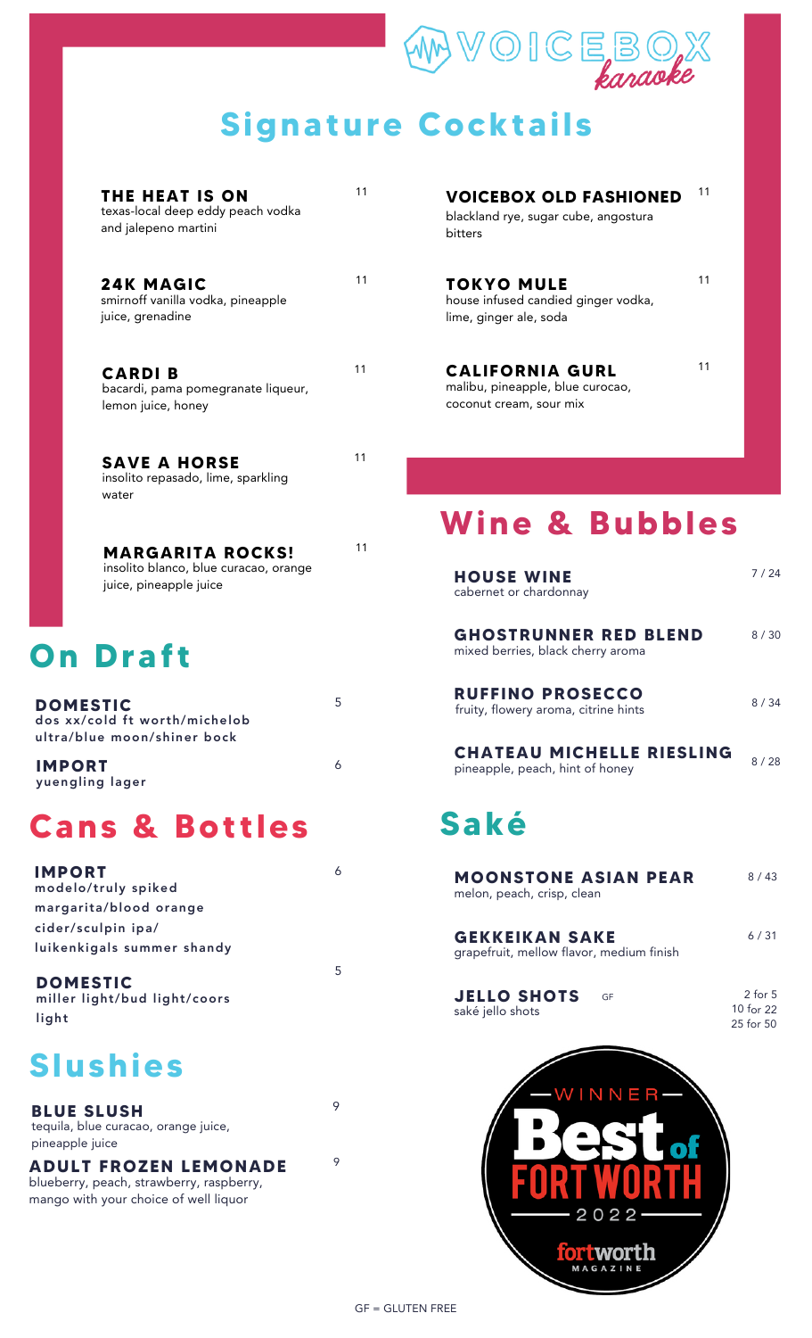VOICEBOX karaoke

# Signature Cocktails

**THE HEAT IS ON** — 11
texas-local deep eddy peach vodka and jalepeno martini

**24K MAGIC** — 11
smirnoff vanilla vodka, pineapple juice, grenadine

**CARDI B** — 11
bacardi, pama pomegranate liqueur, lemon juice, honey

**SAVE A HORSE** — 11
insolito repasado, lime, sparkling water

**MARGARITA ROCKS!** — 11
insolito blanco, blue curacao, orange juice, pineapple juice

**VOICEBOX OLD FASHIONED** — 11
blackland rye, sugar cube, angostura bitters

**TOKYO MULE** — 11
house infused candied ginger vodka, lime, ginger ale, soda

**CALIFORNIA GURL** — 11
malibu, pineapple, blue curocao, coconut cream, sour mix

# On Draft

**DOMESTIC** — 5
dos xx/cold ft worth/michelob ultra/blue moon/shiner bock

**IMPORT** — 6
yuengling lager

# Cans & Bottles

**IMPORT** — 6
modelo/truly spiked margarita/blood orange cider/sculpin ipa/ luikenkigals summer shandy

**DOMESTIC** — 5
miller light/bud light/coors light

# Slushies

**BLUE SLUSH** — 9
tequila, blue curacao, orange juice, pineapple juice

**ADULT FROZEN LEMONADE** — 9
blueberry, peach, strawberry, raspberry, mango with your choice of well liquor

# Wine & Bubbles

**HOUSE WINE** — 7 / 24
cabernet or chardonnay

**GHOSTRUNNER RED BLEND** — 8 / 30
mixed berries, black cherry aroma

**RUFFINO PROSECCO** — 8 / 34
fruity, flowery aroma, citrine hints

**CHATEAU MICHELLE RIESLING** — 8 / 28
pineapple, peach, hint of honey

# Saké

**MOONSTONE ASIAN PEAR** — 8 / 43
melon, peach, crisp, clean

**GEKKEIKAN SAKE** — 6 / 31
grapefruit, mellow flavor, medium finish

**JELLO SHOTS** GF — 2 for 5 / 10 for 22 / 25 for 50
saké jello shots

WINNER Best of FORT WORTH 2022 fortworth MAGAZINE

GF = GLUTEN FREE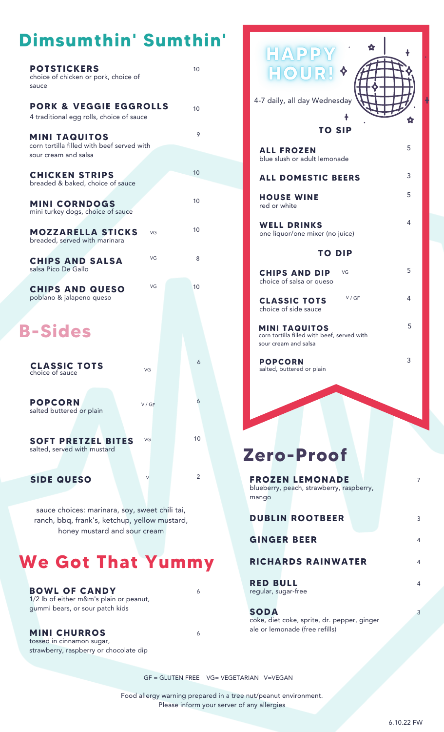# Dimsumthin' Sumthin'

**POTSTICKERS** — 10
choice of chicken or pork, choice of sauce

**PORK & VEGGIE EGGROLLS** — 10
4 traditional egg rolls, choice of sauce

**MINI TAQUITOS** — 9
corn tortilla filled with beef served with sour cream and salsa

**CHICKEN STRIPS** — 10
breaded & baked, choice of sauce

**MINI CORNDOGS** — 10
mini turkey dogs, choice of sauce

**MOZZARELLA STICKS** VG — 10
breaded, served with marinara

**CHIPS AND SALSA** VG — 8
salsa Pico De Gallo

**CHIPS AND QUESO** VG — 10
poblano & jalapeno queso

# B-Sides

**CLASSIC TOTS** VG — 6
choice of sauce

**POPCORN** V / GF — 6
salted buttered or plain

**SOFT PRETZEL BITES** VG — 10
salted, served with mustard

**SIDE QUESO** V — 2

sauce choices: marinara, soy, sweet chili tai, ranch, bbq, frank's, ketchup, yellow mustard, honey mustard and sour cream

# We Got That Yummy

**BOWL OF CANDY** — 6
1/2 lb of either m&m's plain or peanut, gummi bears, or sour patch kids

**MINI CHURROS** — 6
tossed in cinnamon sugar, strawberry, raspberry or chocolate dip

# HAPPY HOUR!

4-7 daily, all day Wednesday

## TO SIP

**ALL FROZEN** — 5
blue slush or adult lemonade

**ALL DOMESTIC BEERS** — 3

**HOUSE WINE** — 5
red or white

**WELL DRINKS** — 4
one liquor/one mixer (no juice)

## TO DIP

**CHIPS AND DIP** VG — 5
choice of salsa or queso

**CLASSIC TOTS** V / GF — 4
choice of side sauce

**MINI TAQUITOS** — 5
corn tortilla filled with beef, served with sour cream and salsa

**POPCORN** — 3
salted, buttered or plain

# Zero-Proof

**FROZEN LEMONADE** — 7
blueberry, peach, strawberry, raspberry, mango

**DUBLIN ROOTBEER** — 3

**GINGER BEER** — 4

**RICHARDS RAINWATER** — 4

**RED BULL** — 4
regular, sugar-free

**SODA** — 3
coke, diet coke, sprite, dr. pepper, ginger ale or lemonade (free refills)

GF = GLUTEN FREE VG= VEGETARIAN V=VEGAN

Food allergy warning prepared in a tree nut/peanut environment. Please inform your server of any allergies

6.10.22 FW